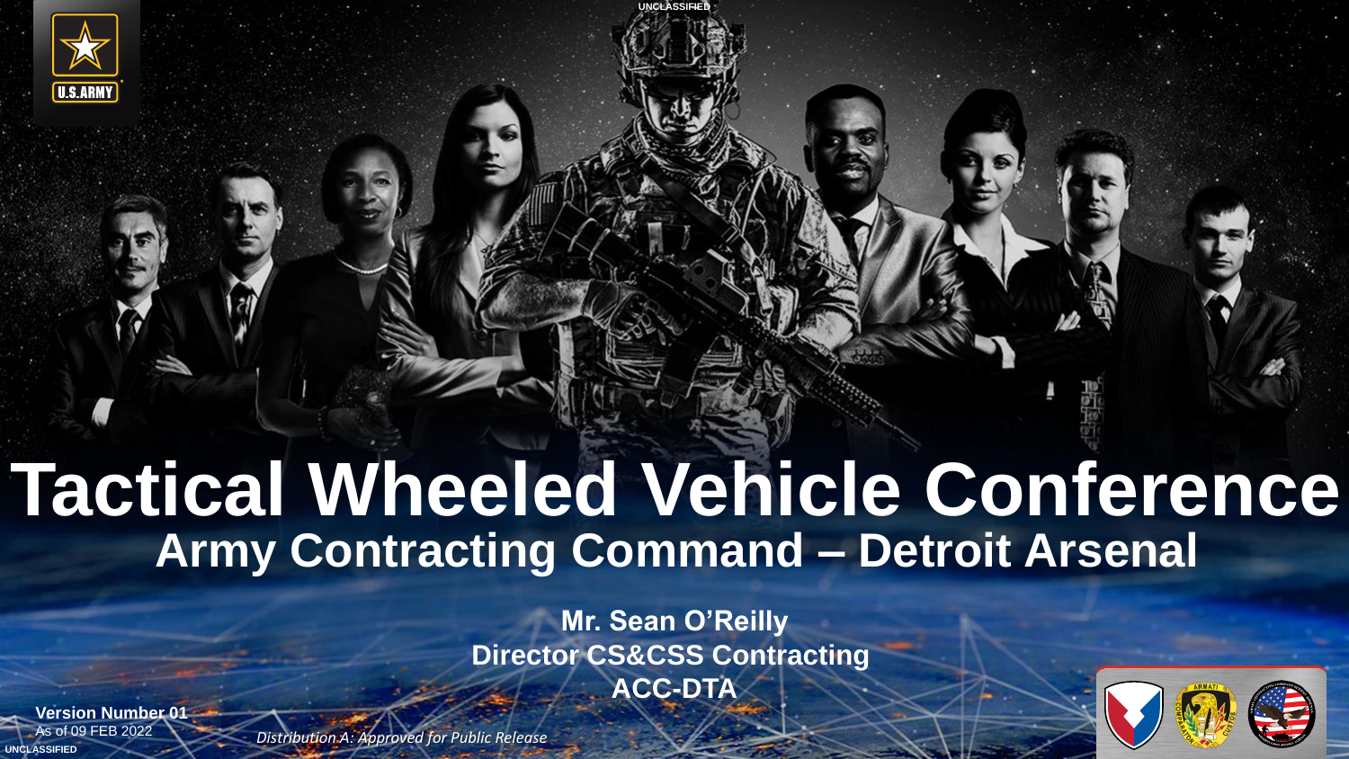UNCLASSIFIED

# Tactical Wheeled Vehicle Conference

## Army Contracting Command – Detroit Arsenal

**Mr. Sean O'Reilly**
**Director CS&CSS Contracting**
**ACC-DTA**

**Version Number 01**
As of 09 FEB 2022

*Distribution A: Approved for Public Release*

UNCLASSIFIED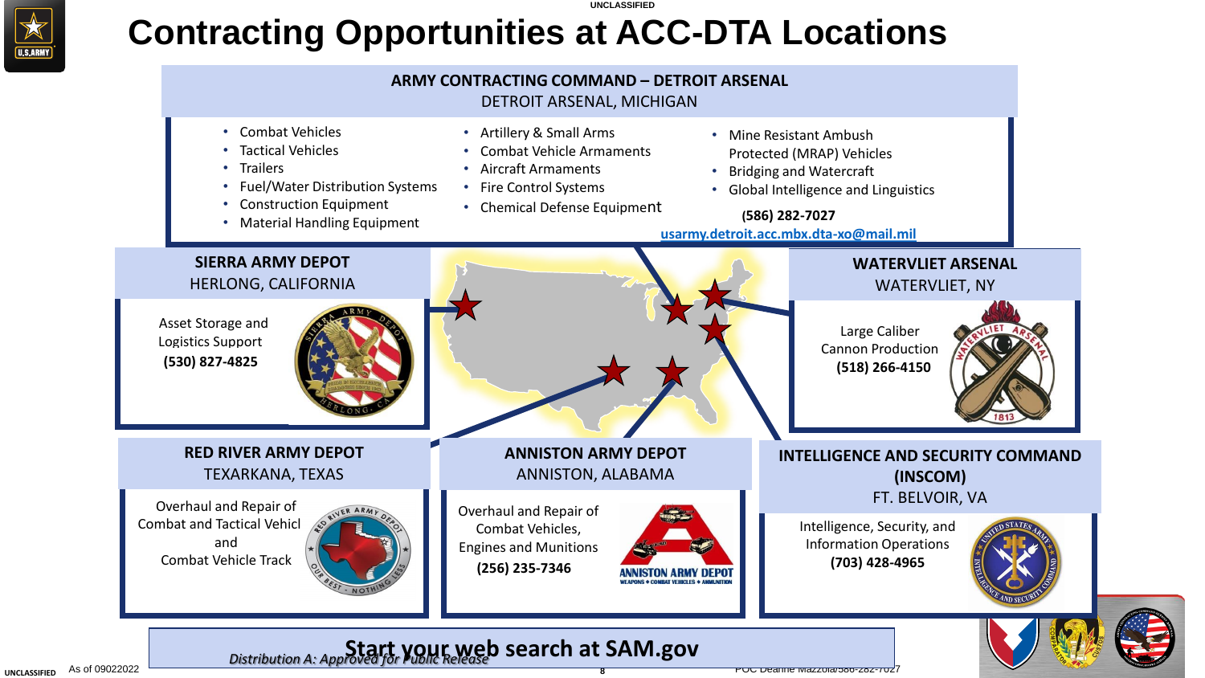# Contracting Opportunities at ACC-DTA Locations

## ARMY CONTRACTING COMMAND – DETROIT ARSENAL

DETROIT ARSENAL, MICHIGAN

- Combat Vehicles
- Tactical Vehicles
- Trailers
- Fuel/Water Distribution Systems
- Construction Equipment
- Material Handling Equipment
- Artillery & Small Arms
- Combat Vehicle Armaments
- Aircraft Armaments
- Fire Control Systems
- Chemical Defense Equipment
- Mine Resistant Ambush Protected (MRAP) Vehicles
- Bridging and Watercraft
- Global Intelligence and Linguistics

**(586) 282-7027**

**usarmy.detroit.acc.mbx.dta-xo@mail.mil**

## SIERRA ARMY DEPOT

HERLONG, CALIFORNIA

Asset Storage and Logistics Support

**(530) 827-4825**

## WATERVLIET ARSENAL

WATERVLIET, NY

Large Caliber Cannon Production

**(518) 266-4150**

## RED RIVER ARMY DEPOT

TEXARKANA, TEXAS

Overhaul and Repair of Combat and Tactical Vehicl and Combat Vehicle Track

## ANNISTON ARMY DEPOT

ANNISTON, ALABAMA

Overhaul and Repair of Combat Vehicles, Engines and Munitions

**(256) 235-7346**

## INTELLIGENCE AND SECURITY COMMAND (INSCOM)

FT. BELVOIR, VA

Intelligence, Security, and Information Operations

**(703) 428-4965**

**Start your web search at SAM.gov**

*Distribution A: Approved for Public Release*

As of 09022022

POC Deanne Mazzola/586-282-7027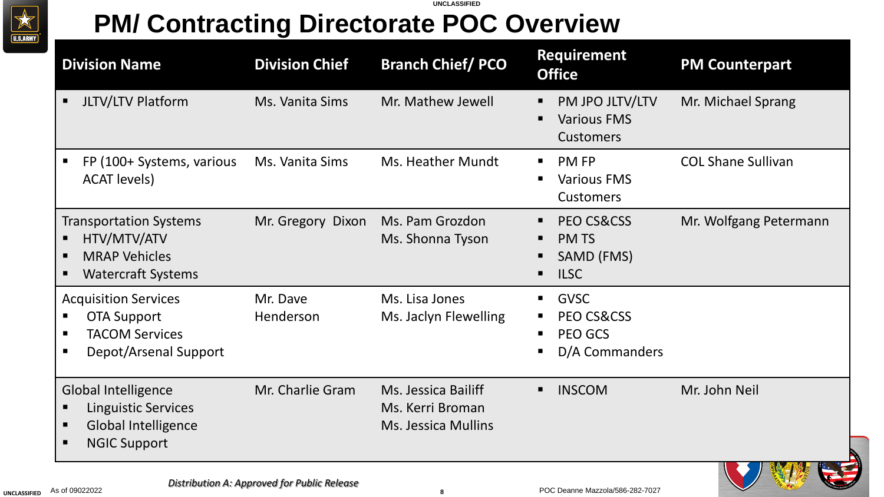# PM/ Contracting Directorate POC Overview

| Division Name | Division Chief | Branch Chief/ PCO | Requirement Office | PM Counterpart |
|---|---|---|---|---|
| ▪ JLTV/LTV Platform | Ms. Vanita Sims | Mr. Mathew Jewell | ▪ PM JPO JLTV/LTV<br>▪ Various FMS Customers | Mr. Michael Sprang |
| ▪ FP (100+ Systems, various ACAT levels) | Ms. Vanita Sims | Ms. Heather Mundt | ▪ PM FP<br>▪ Various FMS Customers | COL Shane Sullivan |
| Transportation Systems<br>▪ HTV/MTV/ATV<br>▪ MRAP Vehicles<br>▪ Watercraft Systems | Mr. Gregory Dixon | Ms. Pam Grozdon<br>Ms. Shonna Tyson | ▪ PEO CS&CSS<br>▪ PM TS<br>▪ SAMD (FMS)<br>▪ ILSC | Mr. Wolfgang Petermann |
| Acquisition Services<br>▪ OTA Support<br>▪ TACOM Services<br>▪ Depot/Arsenal Support | Mr. Dave Henderson | Ms. Lisa Jones<br>Ms. Jaclyn Flewelling | ▪ GVSC<br>▪ PEO CS&CSS<br>▪ PEO GCS<br>▪ D/A Commanders | |
| Global Intelligence<br>▪ Linguistic Services<br>▪ Global Intelligence<br>▪ NGIC Support | Mr. Charlie Gram | Ms. Jessica Bailiff<br>Ms. Kerri Broman<br>Ms. Jessica Mullins | ▪ INSCOM | Mr. John Neil |

*Distribution A: Approved for Public Release*

As of 09022022

POC Deanne Mazzola/586-282-7027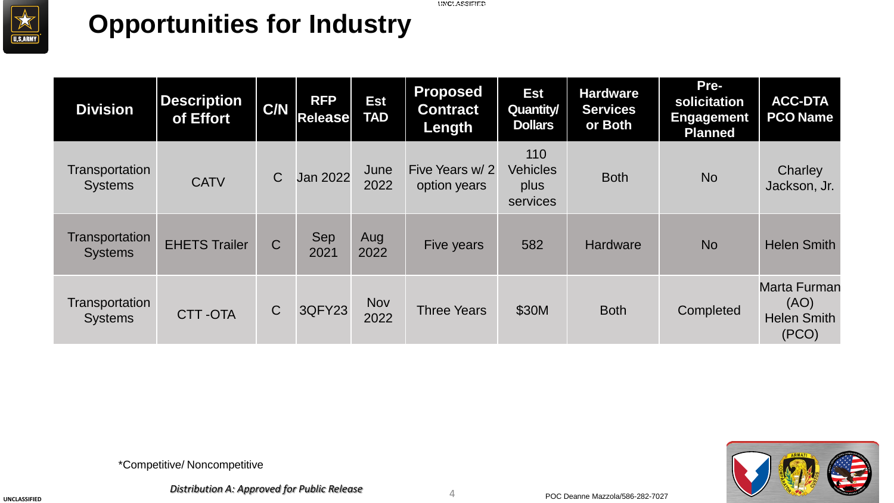# Opportunities for Industry

| Division | Description of Effort | C/N | RFP Release | Est TAD | Proposed Contract Length | Est Quantity/ Dollars | Hardware Services or Both | Pre-solicitation Engagement Planned | ACC-DTA PCO Name |
|---|---|---|---|---|---|---|---|---|---|
| Transportation Systems | CATV | C | Jan 2022 | June 2022 | Five Years w/ 2 option years | 110 Vehicles plus services | Both | No | Charley Jackson, Jr. |
| Transportation Systems | EHETS Trailer | C | Sep 2021 | Aug 2022 | Five years | 582 | Hardware | No | Helen Smith |
| Transportation Systems | CTT -OTA | C | 3QFY23 | Nov 2022 | Three Years | $30M | Both | Completed | Marta Furman (AO) Helen Smith (PCO) |

*Competitive/ Noncompetitive

*Distribution A: Approved for Public Release*

POC Deanne Mazzola/586-282-7027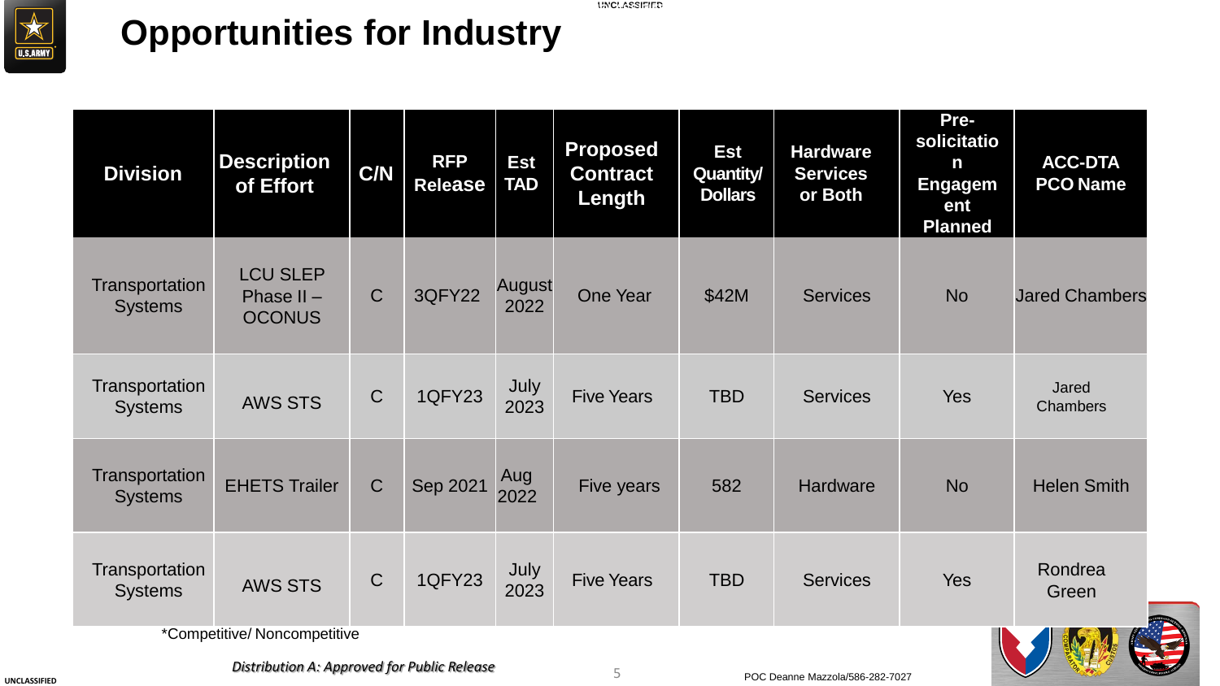# Opportunities for Industry

| Division | Description of Effort | C/N | RFP Release | Est TAD | Proposed Contract Length | Est Quantity/ Dollars | Hardware Services or Both | Pre-solicitation Engagement Planned | ACC-DTA PCO Name |
|---|---|---|---|---|---|---|---|---|---|
| Transportation Systems | LCU SLEP Phase II – OCONUS | C | 3QFY22 | August 2022 | One Year | $42M | Services | No | Jared Chambers |
| Transportation Systems | AWS STS | C | 1QFY23 | July 2023 | Five Years | TBD | Services | Yes | Jared Chambers |
| Transportation Systems | EHETS Trailer | C | Sep 2021 | Aug 2022 | Five years | 582 | Hardware | No | Helen Smith |
| Transportation Systems | AWS STS | C | 1QFY23 | July 2023 | Five Years | TBD | Services | Yes | Rondrea Green |

*Competitive/ Noncompetitive

*Distribution A: Approved for Public Release*

POC Deanne Mazzola/586-282-7027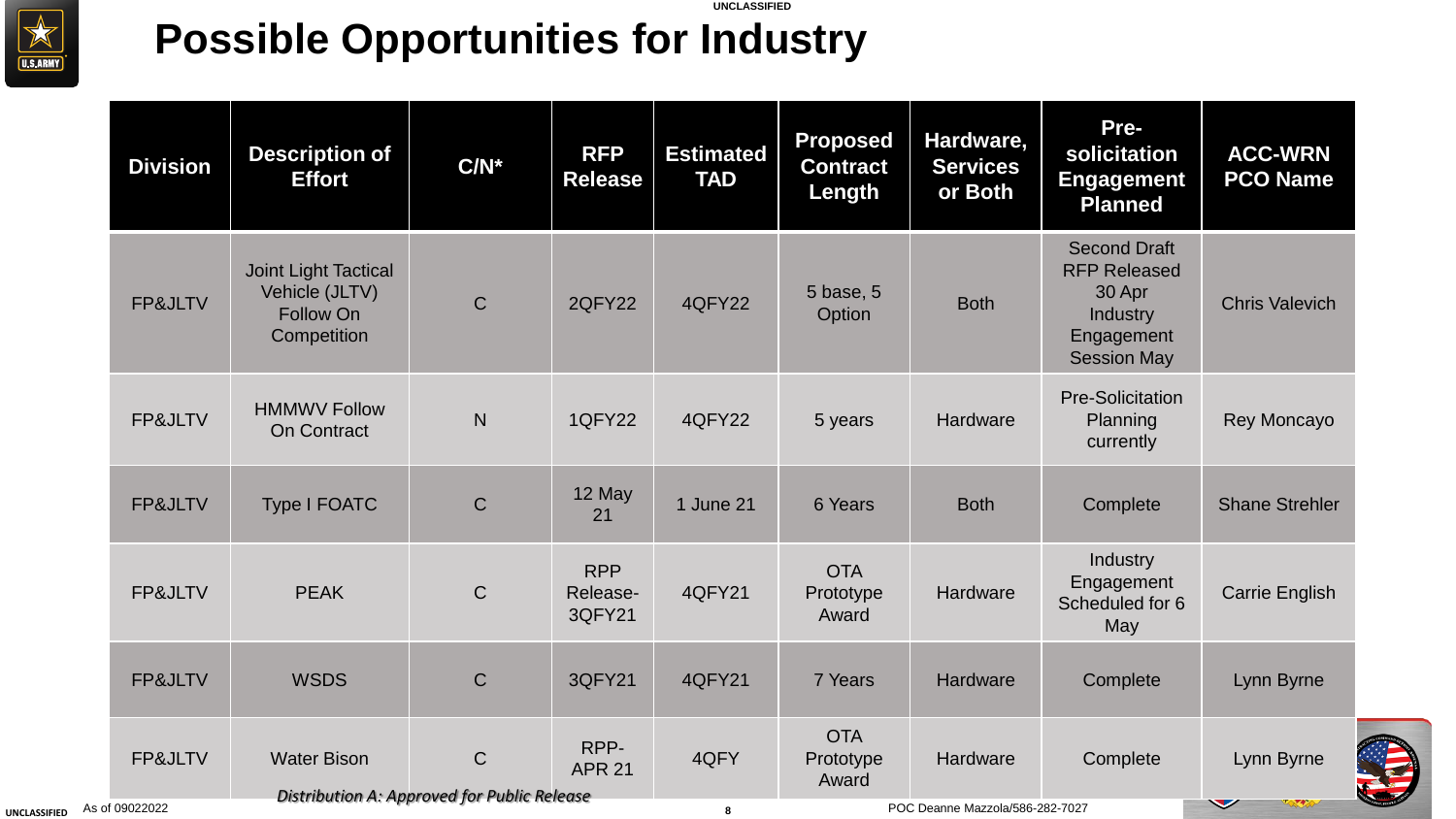# Possible Opportunities for Industry

| Division | Description of Effort | C/N* | RFP Release | Estimated TAD | Proposed Contract Length | Hardware, Services or Both | Pre-solicitation Engagement Planned | ACC-WRN PCO Name |
|---|---|---|---|---|---|---|---|---|
| FP&JLTV | Joint Light Tactical Vehicle (JLTV) Follow On Competition | C | 2QFY22 | 4QFY22 | 5 base, 5 Option | Both | Second Draft RFP Released 30 Apr Industry Engagement Session May | Chris Valevich |
| FP&JLTV | HMMWV Follow On Contract | N | 1QFY22 | 4QFY22 | 5 years | Hardware | Pre-Solicitation Planning currently | Rey Moncayo |
| FP&JLTV | Type I FOATC | C | 12 May 21 | 1 June 21 | 6 Years | Both | Complete | Shane Strehler |
| FP&JLTV | PEAK | C | RPP Release-3QFY21 | 4QFY21 | OTA Prototype Award | Hardware | Industry Engagement Scheduled for 6 May | Carrie English |
| FP&JLTV | WSDS | C | 3QFY21 | 4QFY21 | 7 Years | Hardware | Complete | Lynn Byrne |
| FP&JLTV | Water Bison | C | RPP-APR 21 | 4QFY | OTA Prototype Award | Hardware | Complete | Lynn Byrne |

*Distribution A: Approved for Public Release*

As of 09022022

POC Deanne Mazzola/586-282-7027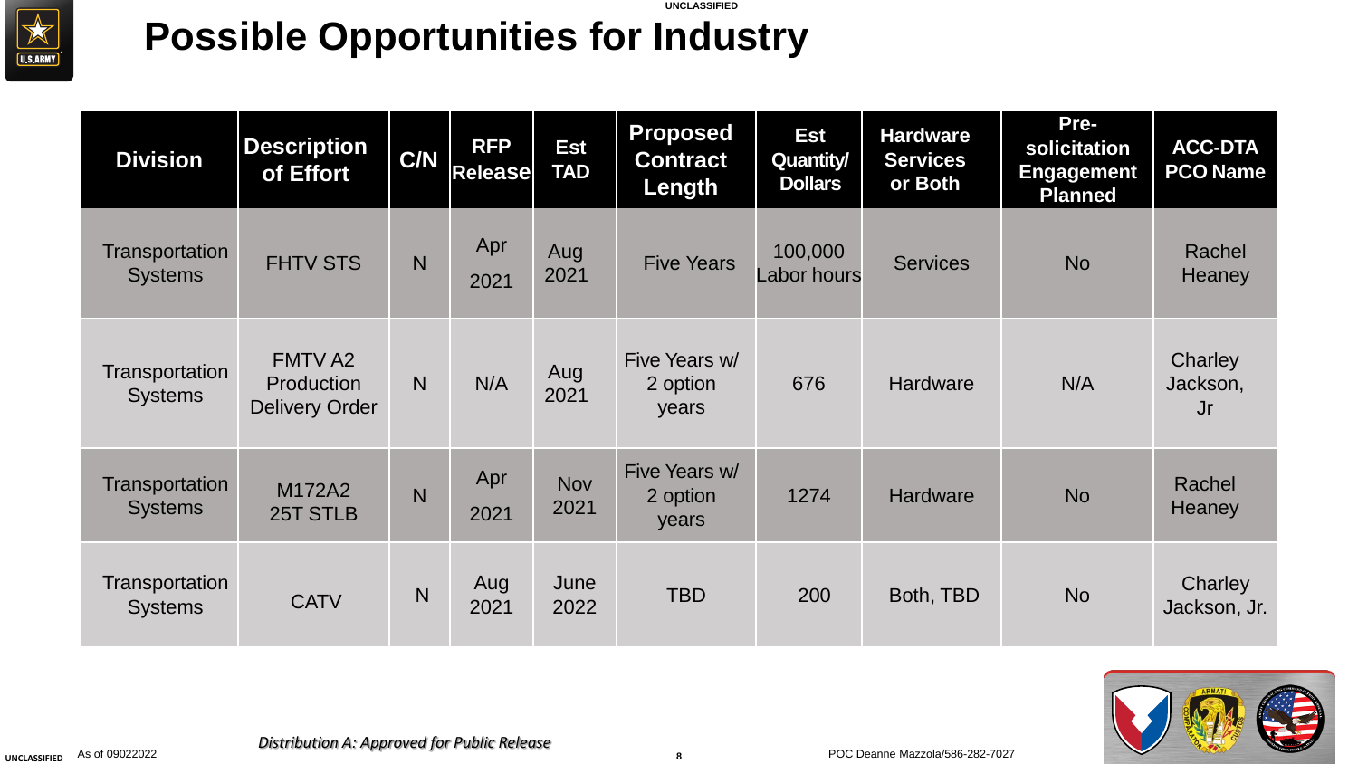# Possible Opportunities for Industry

| Division | Description of Effort | C/N | RFP Release | Est TAD | Proposed Contract Length | Est Quantity/ Dollars | Hardware Services or Both | Pre-solicitation Engagement Planned | ACC-DTA PCO Name |
|---|---|---|---|---|---|---|---|---|---|
| Transportation Systems | FHTV STS | N | Apr 2021 | Aug 2021 | Five Years | 100,000 Labor hours | Services | No | Rachel Heaney |
| Transportation Systems | FMTV A2 Production Delivery Order | N | N/A | Aug 2021 | Five Years w/ 2 option years | 676 | Hardware | N/A | Charley Jackson, Jr |
| Transportation Systems | M172A2 25T STLB | N | Apr 2021 | Nov 2021 | Five Years w/ 2 option years | 1274 | Hardware | No | Rachel Heaney |
| Transportation Systems | CATV | N | Aug 2021 | June 2022 | TBD | 200 | Both, TBD | No | Charley Jackson, Jr. |

As of 09022022

*Distribution A: Approved for Public Release*

POC Deanne Mazzola/586-282-7027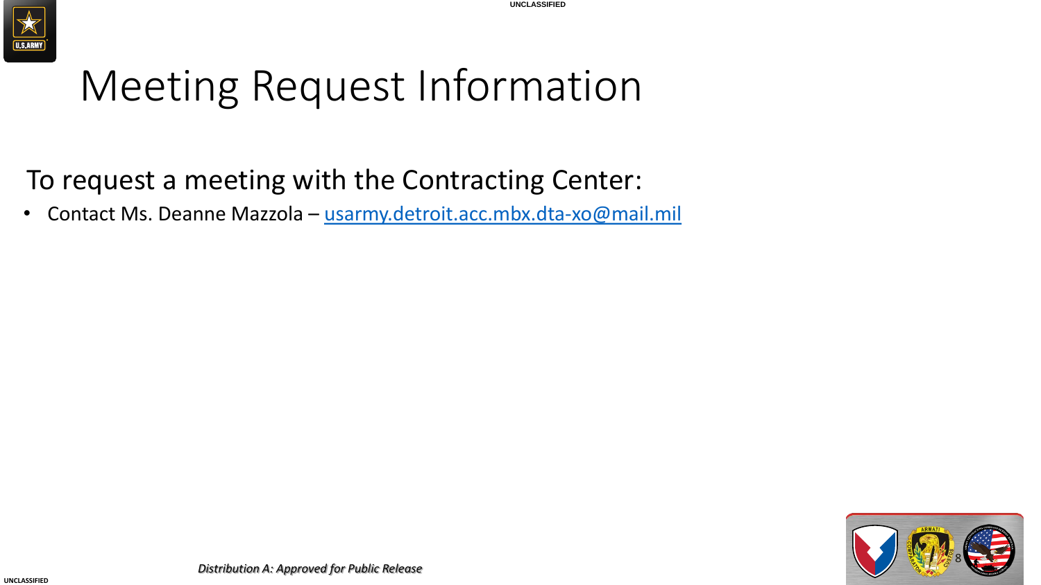# Meeting Request Information

To request a meeting with the Contracting Center:

- Contact Ms. Deanne Mazzola – usarmy.detroit.acc.mbx.dta-xo@mail.mil

*Distribution A: Approved for Public Release*